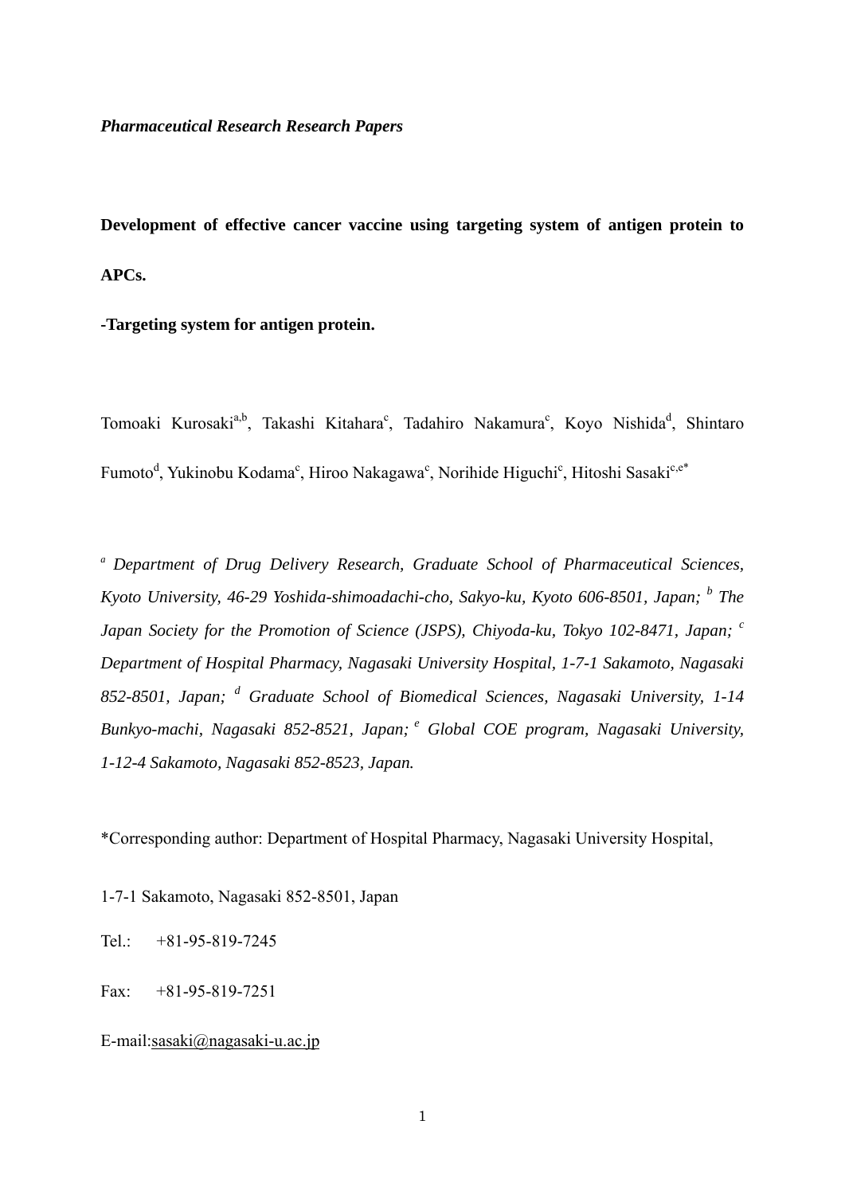*Pharmaceutical Research Research Papers*

# Development of effective cancer vaccine using targeting system of antigen protein to APCs.

## -Targeting system for antigen protein.

Tomoaki Kurosaki[a,b], Takashi Kitahara[c], Tadahiro Nakamura[c], Koyo Nishida[d], Shintaro Fumoto[d], Yukinobu Kodama[c], Hiroo Nakagawa[c], Norihide Higuchi[c], Hitoshi Sasaki[c,e*]

*[a] Department of Drug Delivery Research, Graduate School of Pharmaceutical Sciences, Kyoto University, 46-29 Yoshida-shimoadachi-cho, Sakyo-ku, Kyoto 606-8501, Japan; [b] The Japan Society for the Promotion of Science (JSPS), Chiyoda-ku, Tokyo 102-8471, Japan; [c] Department of Hospital Pharmacy, Nagasaki University Hospital, 1-7-1 Sakamoto, Nagasaki 852-8501, Japan; [d] Graduate School of Biomedical Sciences, Nagasaki University, 1-14 Bunkyo-machi, Nagasaki 852-8521, Japan; [e] Global COE program, Nagasaki University, 1-12-4 Sakamoto, Nagasaki 852-8523, Japan.*

*Corresponding author: Department of Hospital Pharmacy, Nagasaki University Hospital,

1-7-1 Sakamoto, Nagasaki 852-8501, Japan

Tel.: +81-95-819-7245

Fax: +81-95-819-7251

E-mail:sasaki@nagasaki-u.ac.jp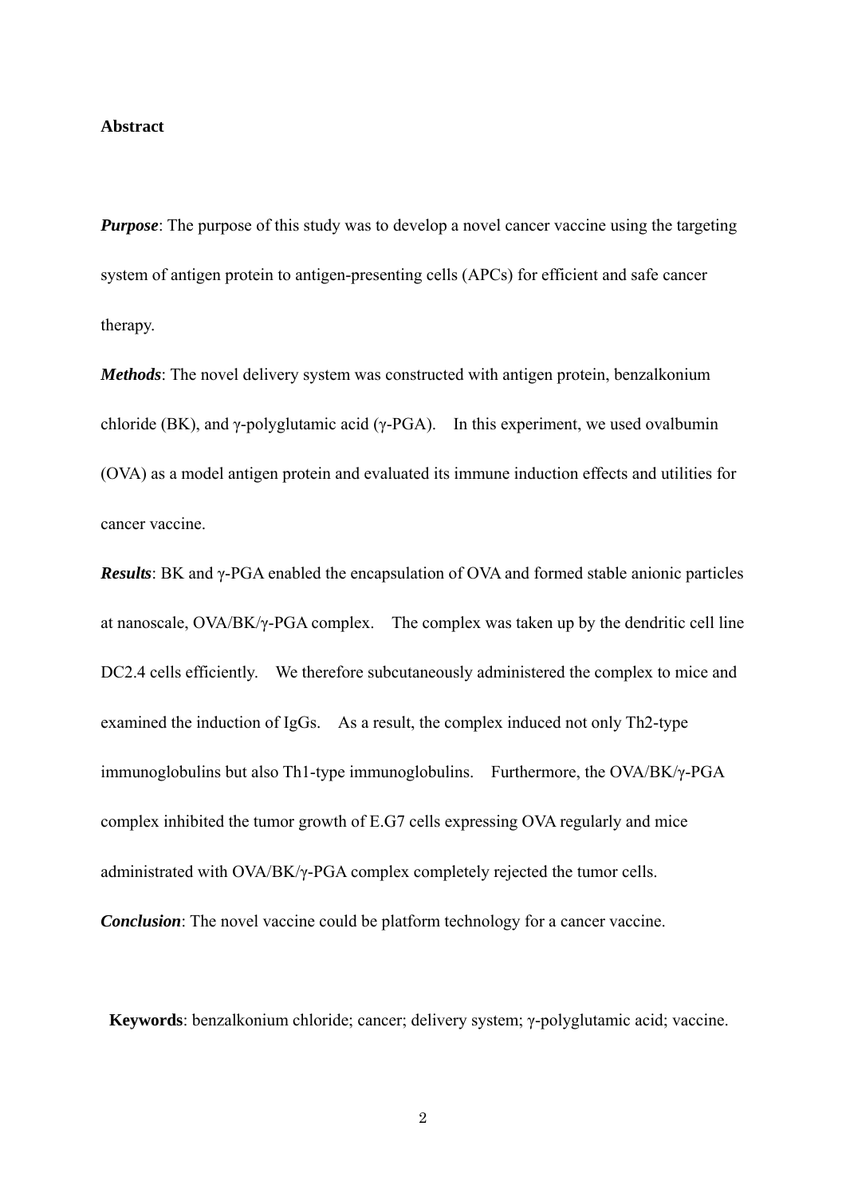**Abstract**

***Purpose***: The purpose of this study was to develop a novel cancer vaccine using the targeting system of antigen protein to antigen-presenting cells (APCs) for efficient and safe cancer therapy.

***Methods***: The novel delivery system was constructed with antigen protein, benzalkonium chloride (BK), and γ-polyglutamic acid (γ-PGA). In this experiment, we used ovalbumin (OVA) as a model antigen protein and evaluated its immune induction effects and utilities for cancer vaccine.

***Results***: BK and γ-PGA enabled the encapsulation of OVA and formed stable anionic particles at nanoscale, OVA/BK/γ-PGA complex. The complex was taken up by the dendritic cell line DC2.4 cells efficiently. We therefore subcutaneously administered the complex to mice and examined the induction of IgGs. As a result, the complex induced not only Th2-type immunoglobulins but also Th1-type immunoglobulins. Furthermore, the OVA/BK/γ-PGA complex inhibited the tumor growth of E.G7 cells expressing OVA regularly and mice administrated with OVA/BK/γ-PGA complex completely rejected the tumor cells.

***Conclusion***: The novel vaccine could be platform technology for a cancer vaccine.

**Keywords**: benzalkonium chloride; cancer; delivery system; γ-polyglutamic acid; vaccine.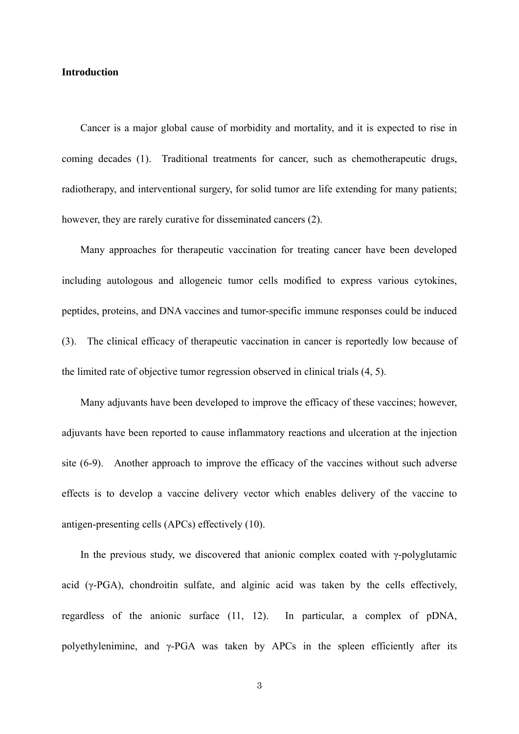## Introduction

Cancer is a major global cause of morbidity and mortality, and it is expected to rise in coming decades (1). Traditional treatments for cancer, such as chemotherapeutic drugs, radiotherapy, and interventional surgery, for solid tumor are life extending for many patients; however, they are rarely curative for disseminated cancers (2).

Many approaches for therapeutic vaccination for treating cancer have been developed including autologous and allogeneic tumor cells modified to express various cytokines, peptides, proteins, and DNA vaccines and tumor-specific immune responses could be induced (3). The clinical efficacy of therapeutic vaccination in cancer is reportedly low because of the limited rate of objective tumor regression observed in clinical trials (4, 5).

Many adjuvants have been developed to improve the efficacy of these vaccines; however, adjuvants have been reported to cause inflammatory reactions and ulceration at the injection site (6-9). Another approach to improve the efficacy of the vaccines without such adverse effects is to develop a vaccine delivery vector which enables delivery of the vaccine to antigen-presenting cells (APCs) effectively (10).

In the previous study, we discovered that anionic complex coated with γ-polyglutamic acid (γ-PGA), chondroitin sulfate, and alginic acid was taken by the cells effectively, regardless of the anionic surface (11, 12). In particular, a complex of pDNA, polyethylenimine, and γ-PGA was taken by APCs in the spleen efficiently after its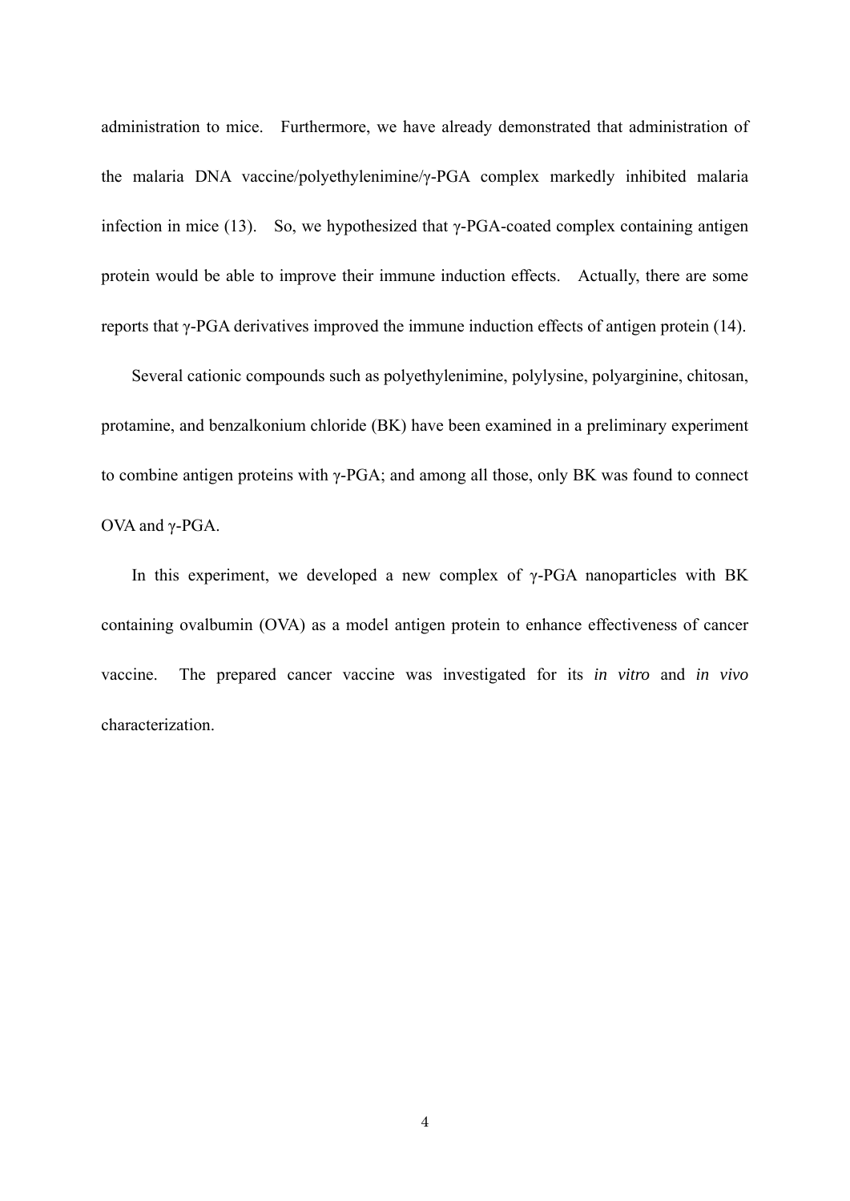administration to mice. Furthermore, we have already demonstrated that administration of the malaria DNA vaccine/polyethylenimine/γ-PGA complex markedly inhibited malaria infection in mice (13). So, we hypothesized that γ-PGA-coated complex containing antigen protein would be able to improve their immune induction effects. Actually, there are some reports that γ-PGA derivatives improved the immune induction effects of antigen protein (14).

Several cationic compounds such as polyethylenimine, polylysine, polyarginine, chitosan, protamine, and benzalkonium chloride (BK) have been examined in a preliminary experiment to combine antigen proteins with γ-PGA; and among all those, only BK was found to connect OVA and γ-PGA.

In this experiment, we developed a new complex of γ-PGA nanoparticles with BK containing ovalbumin (OVA) as a model antigen protein to enhance effectiveness of cancer vaccine. The prepared cancer vaccine was investigated for its *in vitro* and *in vivo* characterization.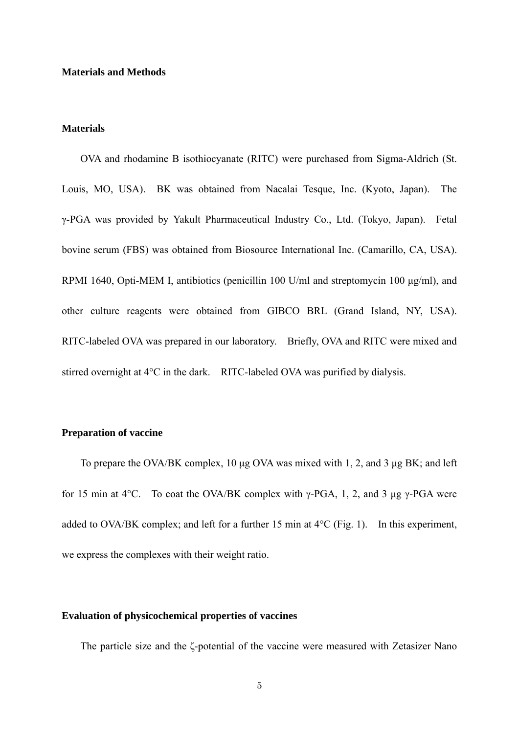## Materials and Methods

### Materials

OVA and rhodamine B isothiocyanate (RITC) were purchased from Sigma-Aldrich (St. Louis, MO, USA). BK was obtained from Nacalai Tesque, Inc. (Kyoto, Japan). The γ-PGA was provided by Yakult Pharmaceutical Industry Co., Ltd. (Tokyo, Japan). Fetal bovine serum (FBS) was obtained from Biosource International Inc. (Camarillo, CA, USA). RPMI 1640, Opti-MEM I, antibiotics (penicillin 100 U/ml and streptomycin 100 μg/ml), and other culture reagents were obtained from GIBCO BRL (Grand Island, NY, USA). RITC-labeled OVA was prepared in our laboratory. Briefly, OVA and RITC were mixed and stirred overnight at 4°C in the dark. RITC-labeled OVA was purified by dialysis.

### Preparation of vaccine

To prepare the OVA/BK complex, 10 μg OVA was mixed with 1, 2, and 3 μg BK; and left for 15 min at 4°C. To coat the OVA/BK complex with γ-PGA, 1, 2, and 3 μg γ-PGA were added to OVA/BK complex; and left for a further 15 min at 4°C (Fig. 1). In this experiment, we express the complexes with their weight ratio.

### Evaluation of physicochemical properties of vaccines

The particle size and the ζ-potential of the vaccine were measured with Zetasizer Nano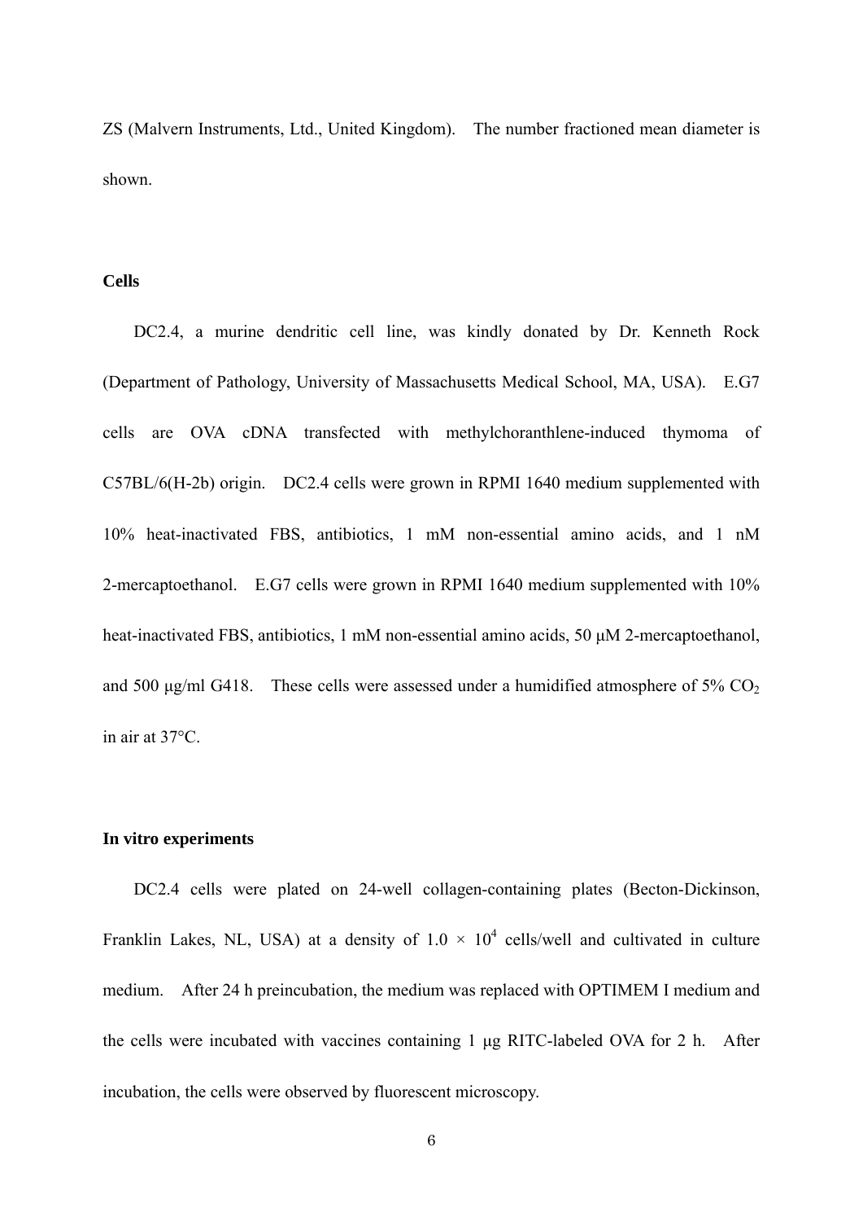ZS (Malvern Instruments, Ltd., United Kingdom). The number fractioned mean diameter is shown.

**Cells**

DC2.4, a murine dendritic cell line, was kindly donated by Dr. Kenneth Rock (Department of Pathology, University of Massachusetts Medical School, MA, USA). E.G7 cells are OVA cDNA transfected with methylchoranthlene-induced thymoma of C57BL/6(H-2b) origin. DC2.4 cells were grown in RPMI 1640 medium supplemented with 10% heat-inactivated FBS, antibiotics, 1 mM non-essential amino acids, and 1 nM 2-mercaptoethanol. E.G7 cells were grown in RPMI 1640 medium supplemented with 10% heat-inactivated FBS, antibiotics, 1 mM non-essential amino acids, 50 μM 2-mercaptoethanol, and 500 μg/ml G418. These cells were assessed under a humidified atmosphere of 5% $CO_2$ in air at 37°C.

**In vitro experiments**

DC2.4 cells were plated on 24-well collagen-containing plates (Becton-Dickinson, Franklin Lakes, NL, USA) at a density of $1.0 \times 10^4$ cells/well and cultivated in culture medium. After 24 h preincubation, the medium was replaced with OPTIMEM I medium and the cells were incubated with vaccines containing 1 μg RITC-labeled OVA for 2 h. After incubation, the cells were observed by fluorescent microscopy.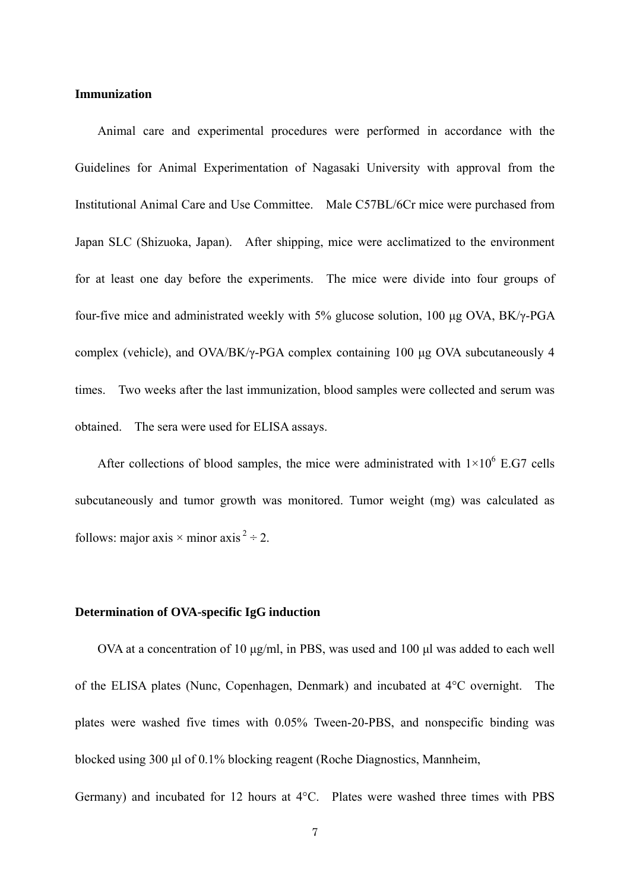**Immunization**

Animal care and experimental procedures were performed in accordance with the Guidelines for Animal Experimentation of Nagasaki University with approval from the Institutional Animal Care and Use Committee. Male C57BL/6Cr mice were purchased from Japan SLC (Shizuoka, Japan). After shipping, mice were acclimatized to the environment for at least one day before the experiments. The mice were divide into four groups of four-five mice and administrated weekly with 5% glucose solution, 100 μg OVA, BK/γ-PGA complex (vehicle), and OVA/BK/γ-PGA complex containing 100 μg OVA subcutaneously 4 times. Two weeks after the last immunization, blood samples were collected and serum was obtained. The sera were used for ELISA assays.

After collections of blood samples, the mice were administrated with $1\times10^6$ E.G7 cells subcutaneously and tumor growth was monitored. Tumor weight (mg) was calculated as follows: major axis × minor axis $^2$ ÷ 2.

**Determination of OVA-specific IgG induction**

OVA at a concentration of 10 μg/ml, in PBS, was used and 100 μl was added to each well of the ELISA plates (Nunc, Copenhagen, Denmark) and incubated at 4°C overnight. The plates were washed five times with 0.05% Tween-20-PBS, and nonspecific binding was blocked using 300 μl of 0.1% blocking reagent (Roche Diagnostics, Mannheim, Germany) and incubated for 12 hours at 4°C. Plates were washed three times with PBS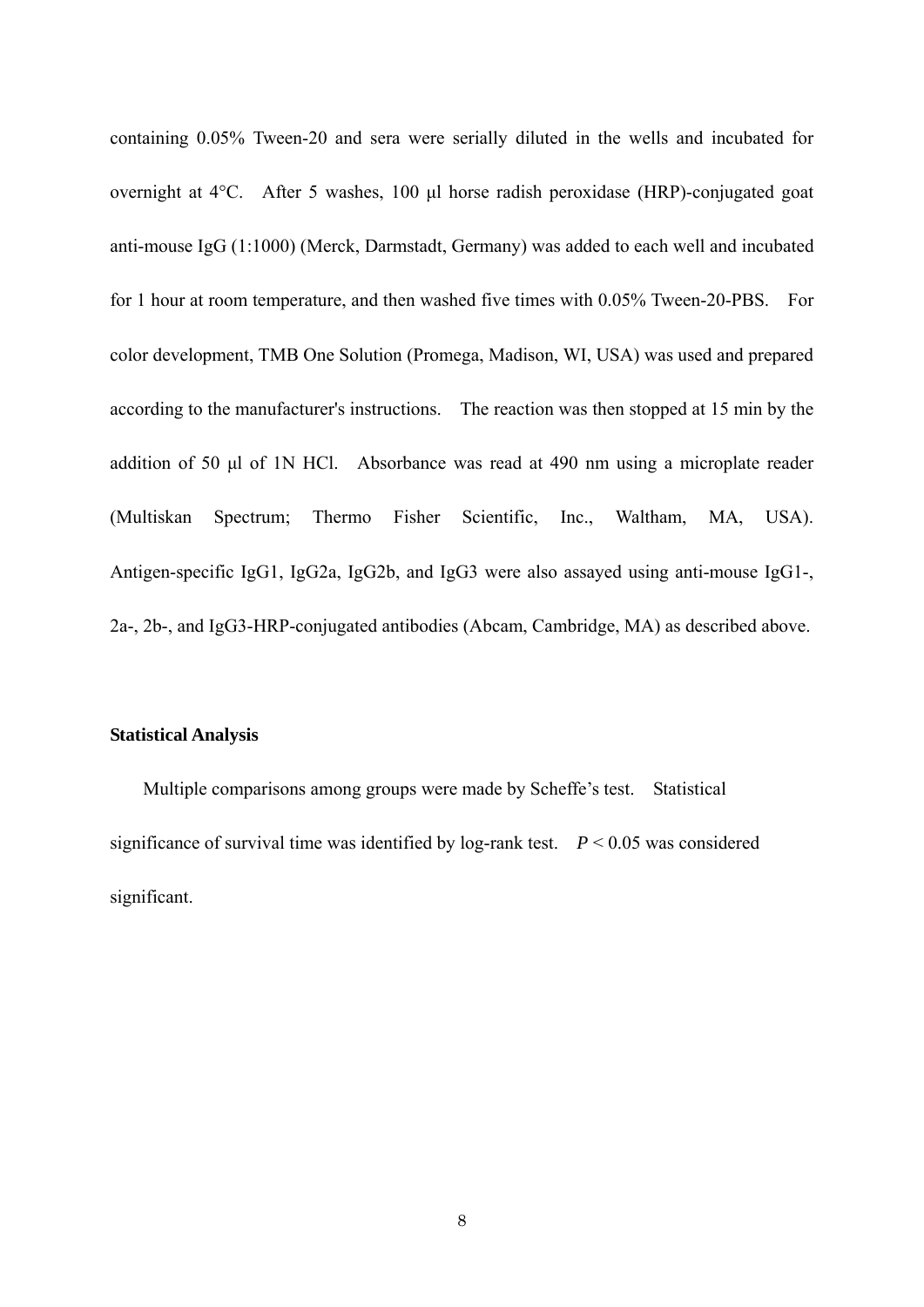containing 0.05% Tween-20 and sera were serially diluted in the wells and incubated for overnight at 4°C. After 5 washes, 100 μl horse radish peroxidase (HRP)-conjugated goat anti-mouse IgG (1:1000) (Merck, Darmstadt, Germany) was added to each well and incubated for 1 hour at room temperature, and then washed five times with 0.05% Tween-20-PBS. For color development, TMB One Solution (Promega, Madison, WI, USA) was used and prepared according to the manufacturer's instructions. The reaction was then stopped at 15 min by the addition of 50 μl of 1N HCl. Absorbance was read at 490 nm using a microplate reader (Multiskan Spectrum; Thermo Fisher Scientific, Inc., Waltham, MA, USA). Antigen-specific IgG1, IgG2a, IgG2b, and IgG3 were also assayed using anti-mouse IgG1-, 2a-, 2b-, and IgG3-HRP-conjugated antibodies (Abcam, Cambridge, MA) as described above.

**Statistical Analysis**

Multiple comparisons among groups were made by Scheffe's test. Statistical significance of survival time was identified by log-rank test. $P < 0.05$ was considered significant.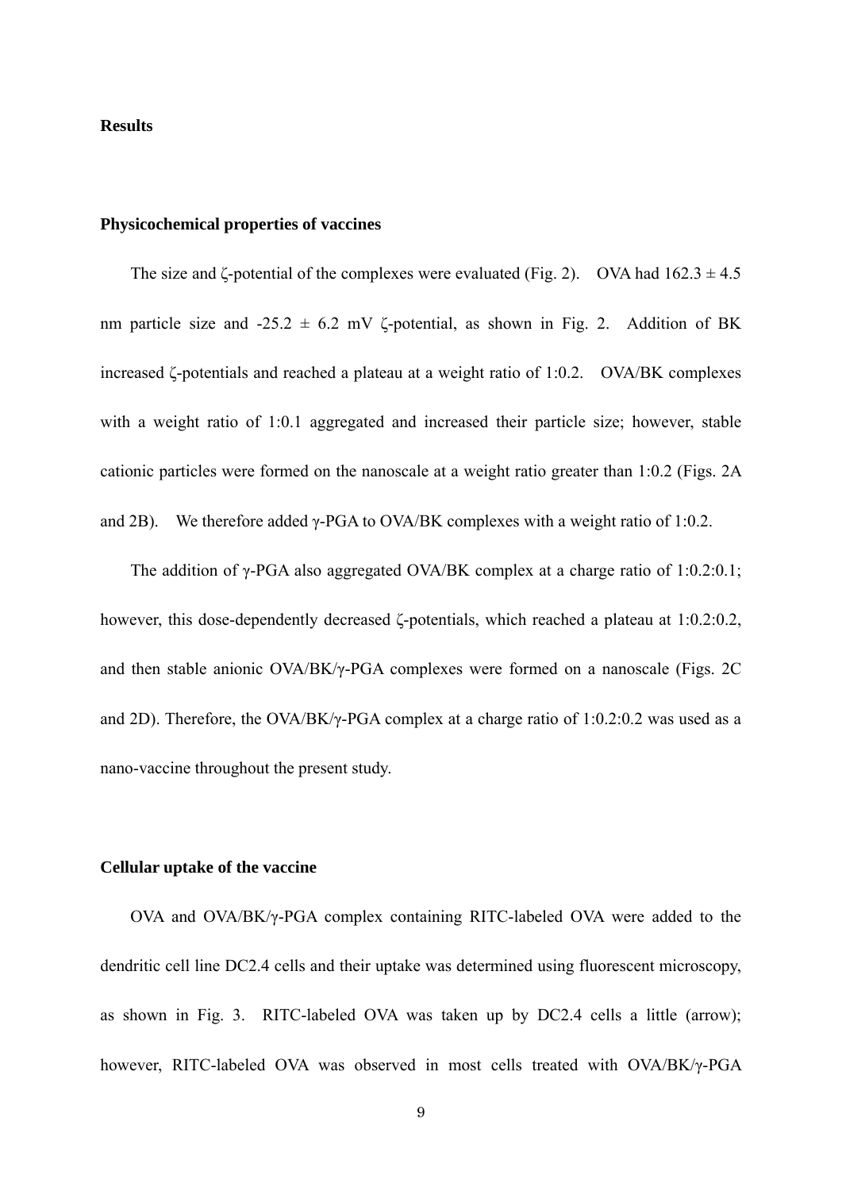## Results

### Physicochemical properties of vaccines

The size and ζ-potential of the complexes were evaluated (Fig. 2). OVA had $162.3 \pm 4.5$ nm particle size and $-25.2 \pm 6.2$ mV ζ-potential, as shown in Fig. 2. Addition of BK increased ζ-potentials and reached a plateau at a weight ratio of 1:0.2. OVA/BK complexes with a weight ratio of 1:0.1 aggregated and increased their particle size; however, stable cationic particles were formed on the nanoscale at a weight ratio greater than 1:0.2 (Figs. 2A and 2B). We therefore added γ-PGA to OVA/BK complexes with a weight ratio of 1:0.2.

The addition of γ-PGA also aggregated OVA/BK complex at a charge ratio of 1:0.2:0.1; however, this dose-dependently decreased ζ-potentials, which reached a plateau at 1:0.2:0.2, and then stable anionic OVA/BK/γ-PGA complexes were formed on a nanoscale (Figs. 2C and 2D). Therefore, the OVA/BK/γ-PGA complex at a charge ratio of 1:0.2:0.2 was used as a nano-vaccine throughout the present study.

### Cellular uptake of the vaccine

OVA and OVA/BK/γ-PGA complex containing RITC-labeled OVA were added to the dendritic cell line DC2.4 cells and their uptake was determined using fluorescent microscopy, as shown in Fig. 3. RITC-labeled OVA was taken up by DC2.4 cells a little (arrow); however, RITC-labeled OVA was observed in most cells treated with OVA/BK/γ-PGA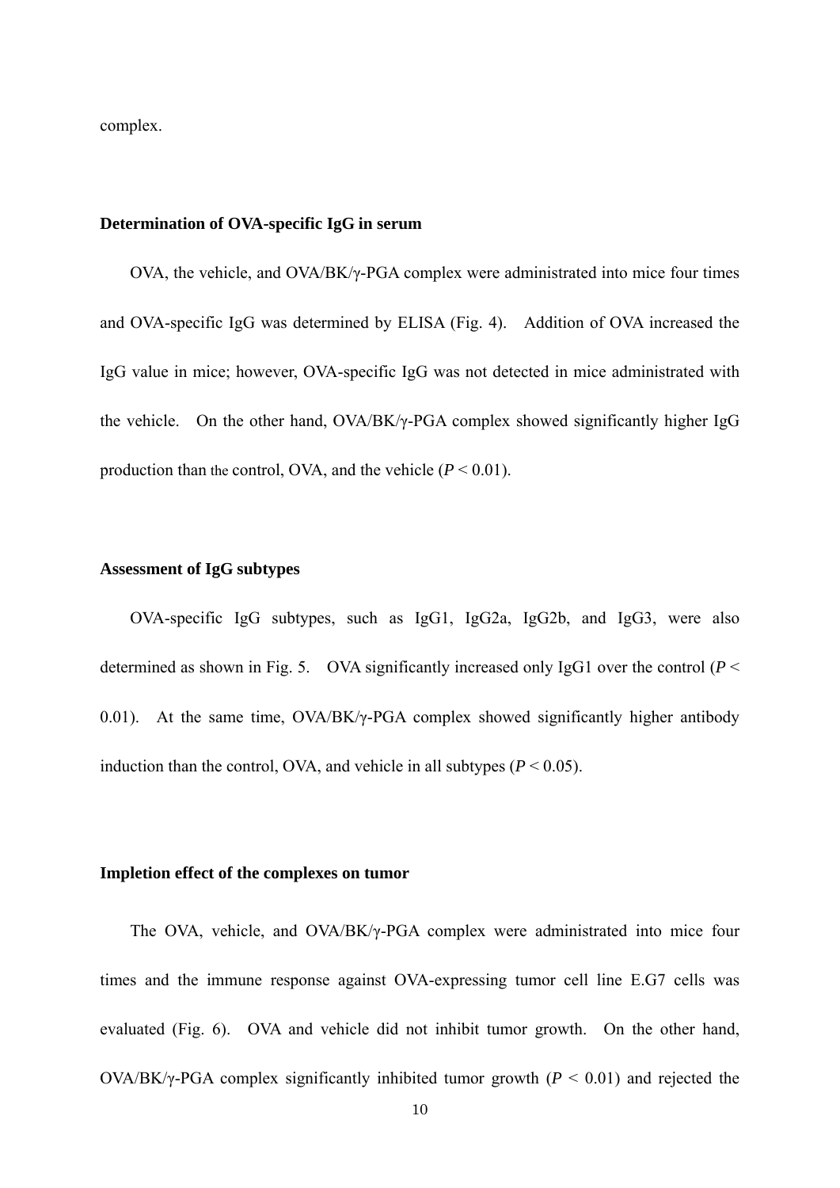complex.

### Determination of OVA-specific IgG in serum

OVA, the vehicle, and OVA/BK/γ-PGA complex were administrated into mice four times and OVA-specific IgG was determined by ELISA (Fig. 4). Addition of OVA increased the IgG value in mice; however, OVA-specific IgG was not detected in mice administrated with the vehicle. On the other hand, OVA/BK/γ-PGA complex showed significantly higher IgG production than the control, OVA, and the vehicle ($P < 0.01$).

### Assessment of IgG subtypes

OVA-specific IgG subtypes, such as IgG1, IgG2a, IgG2b, and IgG3, were also determined as shown in Fig. 5. OVA significantly increased only IgG1 over the control ($P <$ 0.01). At the same time, OVA/BK/γ-PGA complex showed significantly higher antibody induction than the control, OVA, and vehicle in all subtypes ($P < 0.05$).

### Impletion effect of the complexes on tumor

The OVA, vehicle, and OVA/BK/γ-PGA complex were administrated into mice four times and the immune response against OVA-expressing tumor cell line E.G7 cells was evaluated (Fig. 6). OVA and vehicle did not inhibit tumor growth. On the other hand, OVA/BK/γ-PGA complex significantly inhibited tumor growth ($P < 0.01$) and rejected the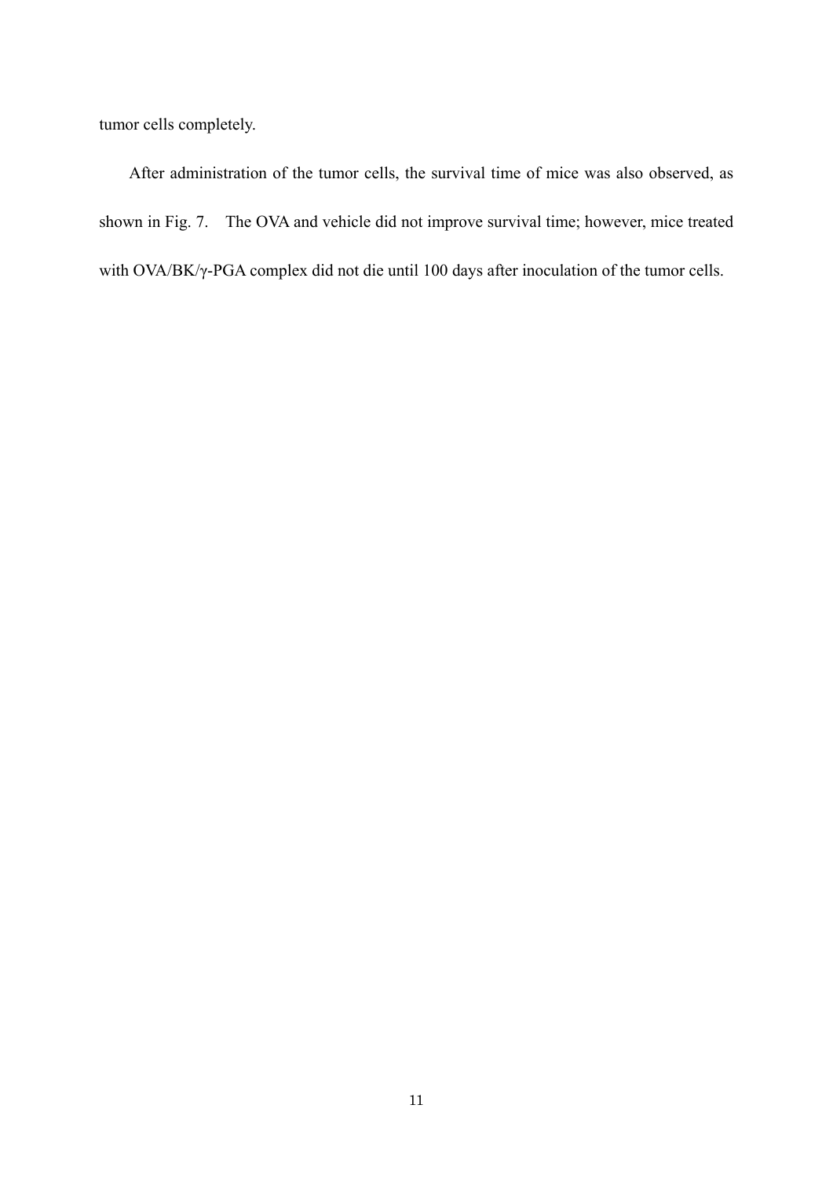tumor cells completely.

After administration of the tumor cells, the survival time of mice was also observed, as shown in Fig. 7. The OVA and vehicle did not improve survival time; however, mice treated with OVA/BK/γ-PGA complex did not die until 100 days after inoculation of the tumor cells.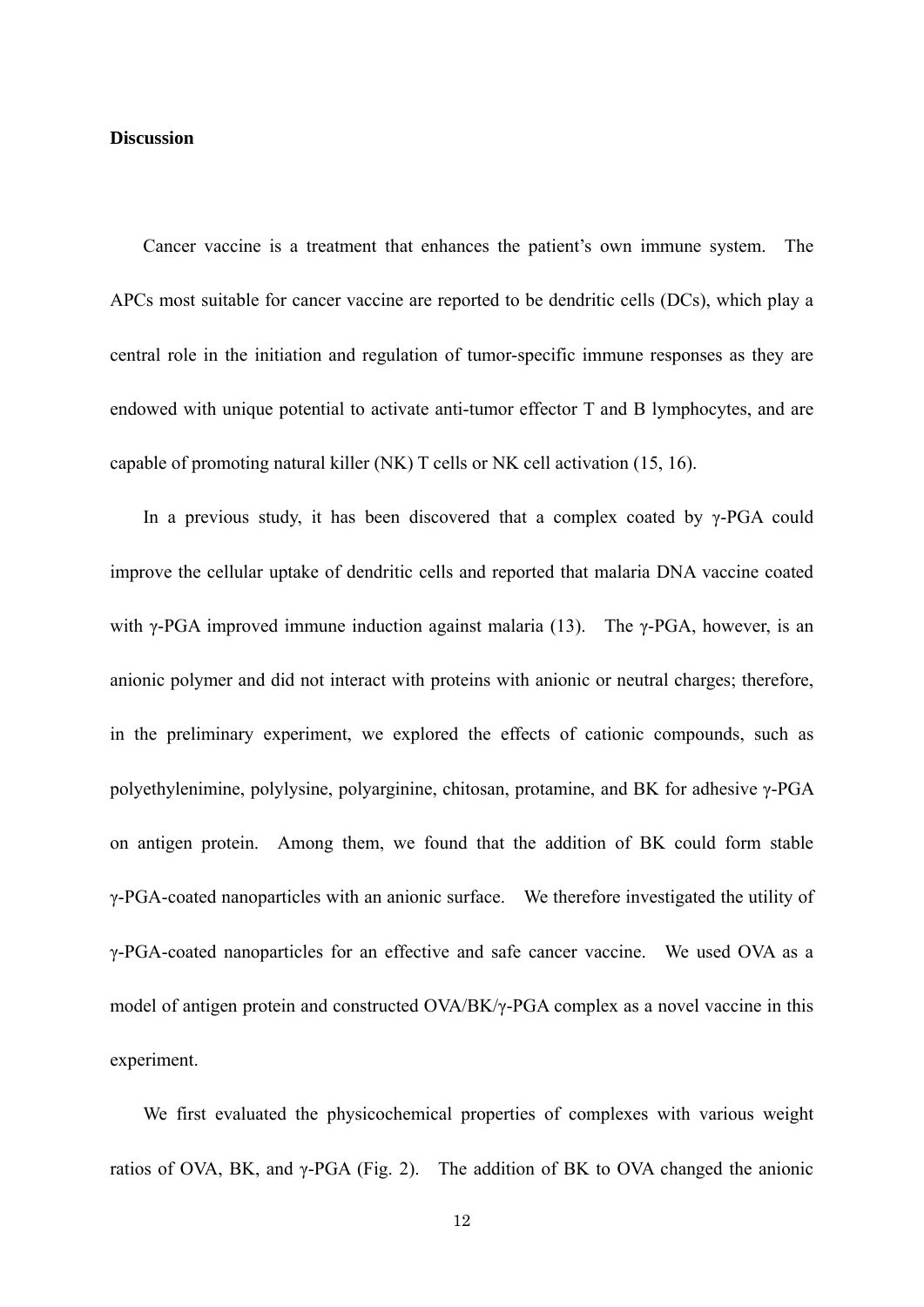## Discussion

Cancer vaccine is a treatment that enhances the patient's own immune system. The APCs most suitable for cancer vaccine are reported to be dendritic cells (DCs), which play a central role in the initiation and regulation of tumor-specific immune responses as they are endowed with unique potential to activate anti-tumor effector T and B lymphocytes, and are capable of promoting natural killer (NK) T cells or NK cell activation (15, 16).

In a previous study, it has been discovered that a complex coated by γ-PGA could improve the cellular uptake of dendritic cells and reported that malaria DNA vaccine coated with γ-PGA improved immune induction against malaria (13). The γ-PGA, however, is an anionic polymer and did not interact with proteins with anionic or neutral charges; therefore, in the preliminary experiment, we explored the effects of cationic compounds, such as polyethylenimine, polylysine, polyarginine, chitosan, protamine, and BK for adhesive γ-PGA on antigen protein. Among them, we found that the addition of BK could form stable γ-PGA-coated nanoparticles with an anionic surface. We therefore investigated the utility of γ-PGA-coated nanoparticles for an effective and safe cancer vaccine. We used OVA as a model of antigen protein and constructed OVA/BK/γ-PGA complex as a novel vaccine in this experiment.

We first evaluated the physicochemical properties of complexes with various weight ratios of OVA, BK, and γ-PGA (Fig. 2). The addition of BK to OVA changed the anionic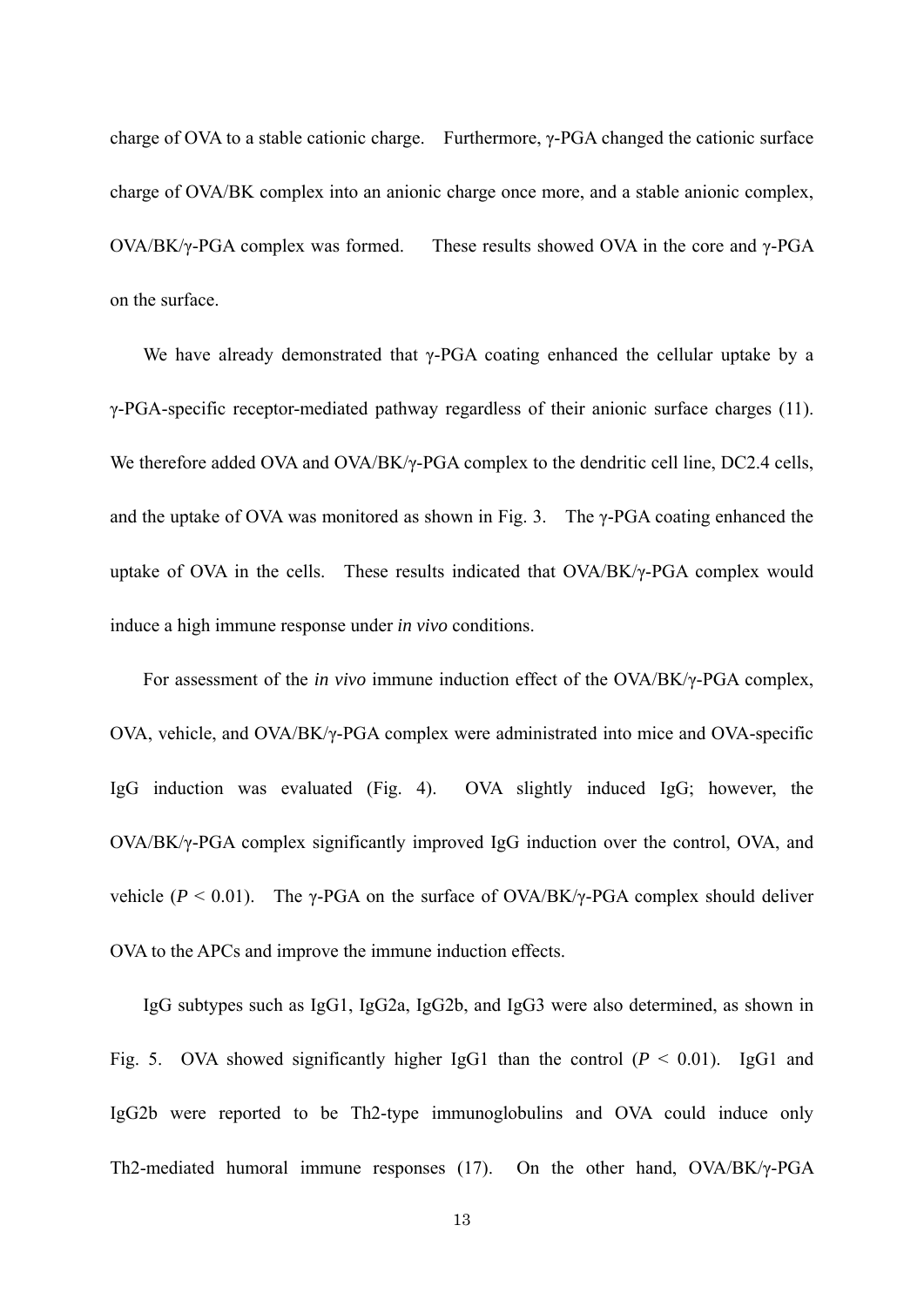charge of OVA to a stable cationic charge. Furthermore, γ-PGA changed the cationic surface charge of OVA/BK complex into an anionic charge once more, and a stable anionic complex, OVA/BK/γ-PGA complex was formed. These results showed OVA in the core and γ-PGA on the surface.

We have already demonstrated that γ-PGA coating enhanced the cellular uptake by a γ-PGA-specific receptor-mediated pathway regardless of their anionic surface charges (11). We therefore added OVA and OVA/BK/γ-PGA complex to the dendritic cell line, DC2.4 cells, and the uptake of OVA was monitored as shown in Fig. 3. The γ-PGA coating enhanced the uptake of OVA in the cells. These results indicated that OVA/BK/γ-PGA complex would induce a high immune response under *in vivo* conditions.

For assessment of the *in vivo* immune induction effect of the OVA/BK/γ-PGA complex, OVA, vehicle, and OVA/BK/γ-PGA complex were administrated into mice and OVA-specific IgG induction was evaluated (Fig. 4). OVA slightly induced IgG; however, the OVA/BK/γ-PGA complex significantly improved IgG induction over the control, OVA, and vehicle ($P < 0.01$). The γ-PGA on the surface of OVA/BK/γ-PGA complex should deliver OVA to the APCs and improve the immune induction effects.

IgG subtypes such as IgG1, IgG2a, IgG2b, and IgG3 were also determined, as shown in Fig. 5. OVA showed significantly higher IgG1 than the control ($P < 0.01$). IgG1 and IgG2b were reported to be Th2-type immunoglobulins and OVA could induce only Th2-mediated humoral immune responses (17). On the other hand, OVA/BK/γ-PGA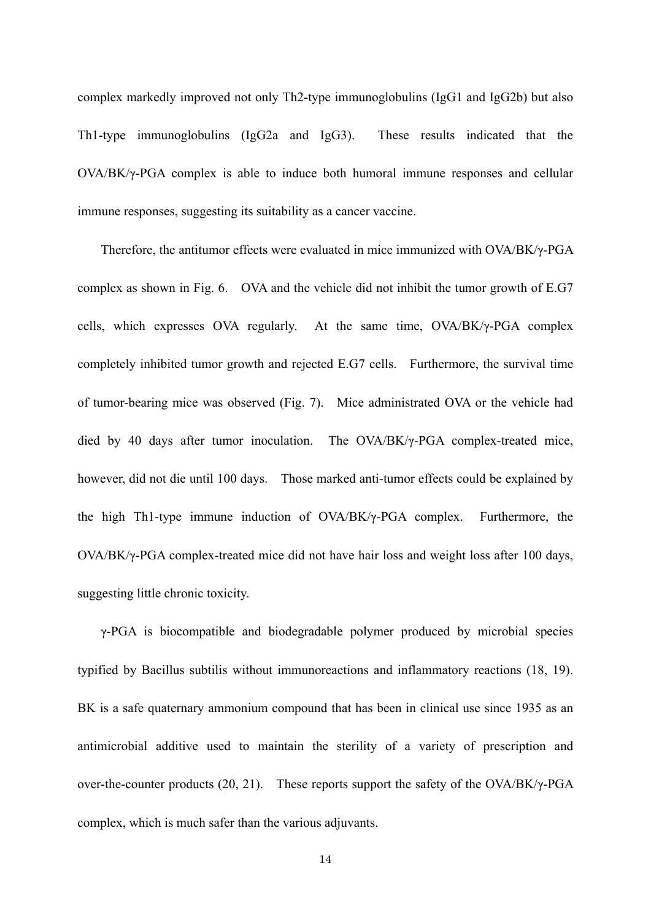complex markedly improved not only Th2-type immunoglobulins (IgG1 and IgG2b) but also Th1-type immunoglobulins (IgG2a and IgG3). These results indicated that the OVA/BK/γ-PGA complex is able to induce both humoral immune responses and cellular immune responses, suggesting its suitability as a cancer vaccine.

Therefore, the antitumor effects were evaluated in mice immunized with OVA/BK/γ-PGA complex as shown in Fig. 6. OVA and the vehicle did not inhibit the tumor growth of E.G7 cells, which expresses OVA regularly. At the same time, OVA/BK/γ-PGA complex completely inhibited tumor growth and rejected E.G7 cells. Furthermore, the survival time of tumor-bearing mice was observed (Fig. 7). Mice administrated OVA or the vehicle had died by 40 days after tumor inoculation. The OVA/BK/γ-PGA complex-treated mice, however, did not die until 100 days. Those marked anti-tumor effects could be explained by the high Th1-type immune induction of OVA/BK/γ-PGA complex. Furthermore, the OVA/BK/γ-PGA complex-treated mice did not have hair loss and weight loss after 100 days, suggesting little chronic toxicity.

γ-PGA is biocompatible and biodegradable polymer produced by microbial species typified by Bacillus subtilis without immunoreactions and inflammatory reactions (18, 19). BK is a safe quaternary ammonium compound that has been in clinical use since 1935 as an antimicrobial additive used to maintain the sterility of a variety of prescription and over-the-counter products (20, 21). These reports support the safety of the OVA/BK/γ-PGA complex, which is much safer than the various adjuvants.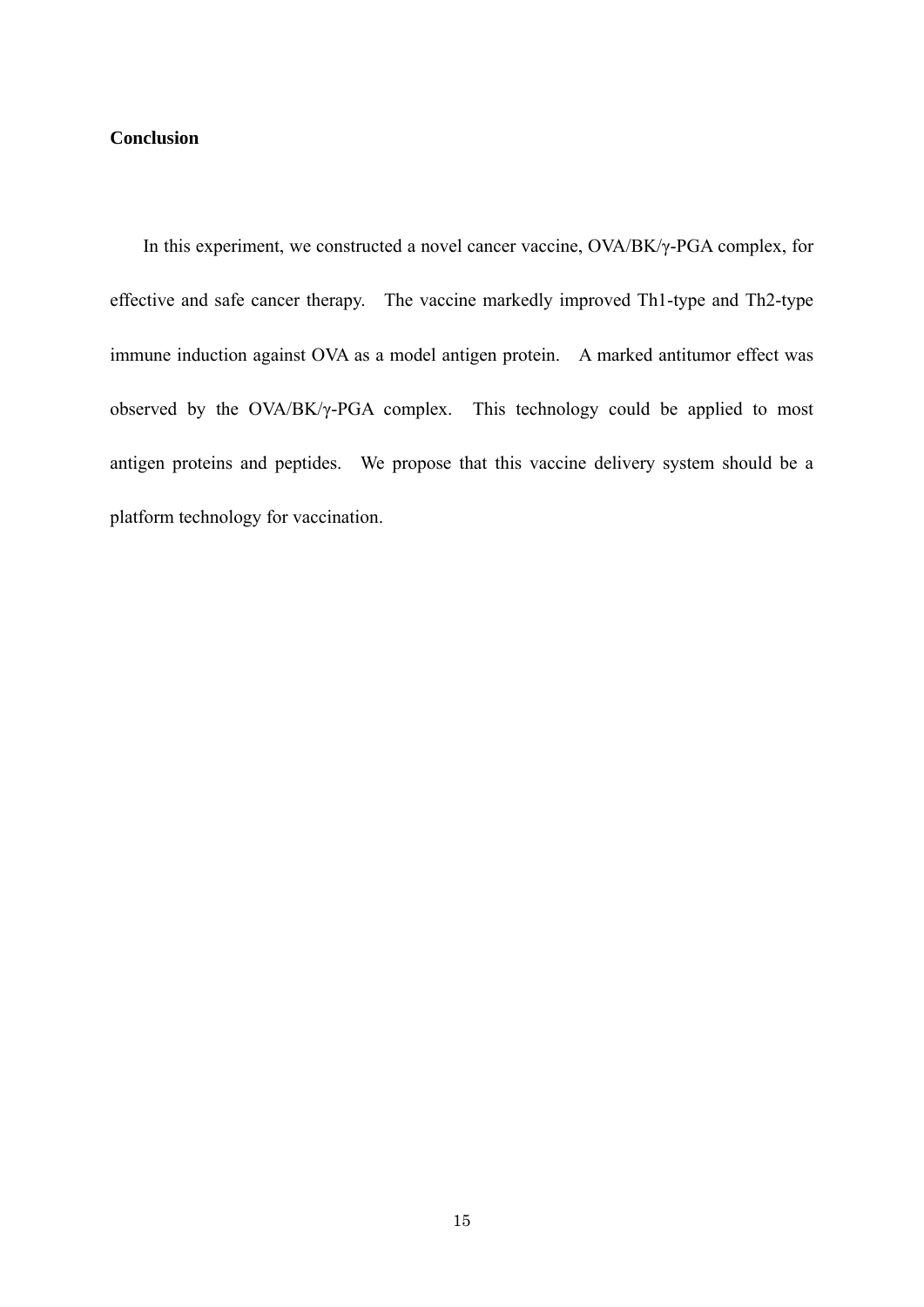## Conclusion

In this experiment, we constructed a novel cancer vaccine, OVA/BK/γ-PGA complex, for effective and safe cancer therapy. The vaccine markedly improved Th1-type and Th2-type immune induction against OVA as a model antigen protein. A marked antitumor effect was observed by the OVA/BK/γ-PGA complex. This technology could be applied to most antigen proteins and peptides. We propose that this vaccine delivery system should be a platform technology for vaccination.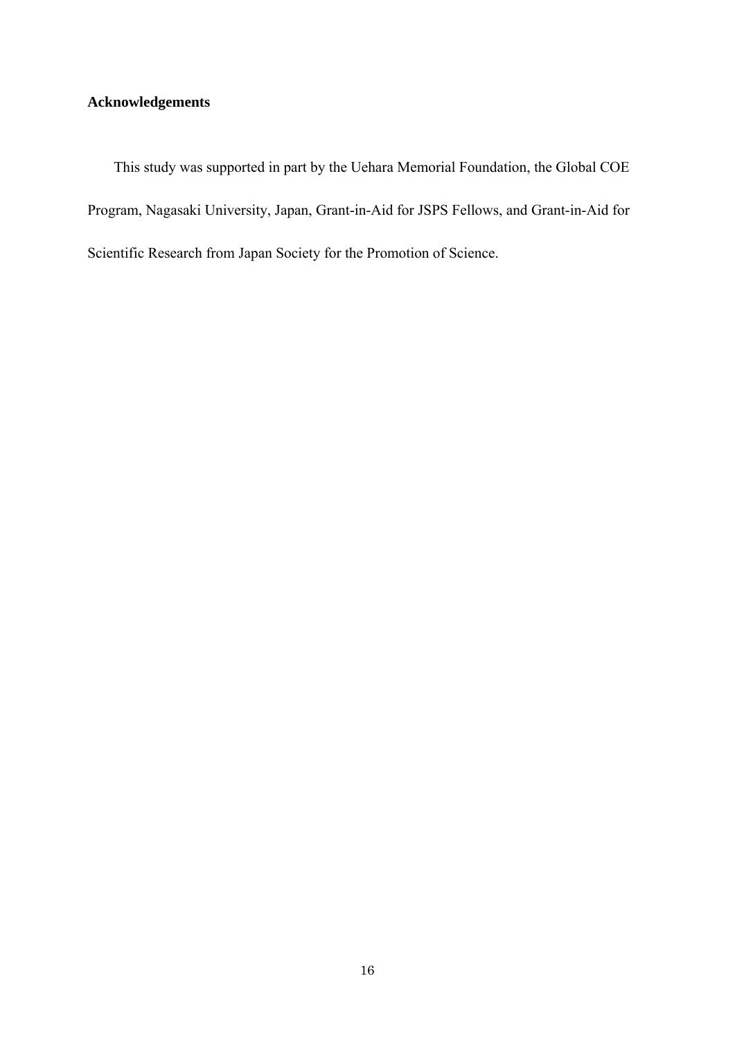## Acknowledgements

This study was supported in part by the Uehara Memorial Foundation, the Global COE Program, Nagasaki University, Japan, Grant-in-Aid for JSPS Fellows, and Grant-in-Aid for Scientific Research from Japan Society for the Promotion of Science.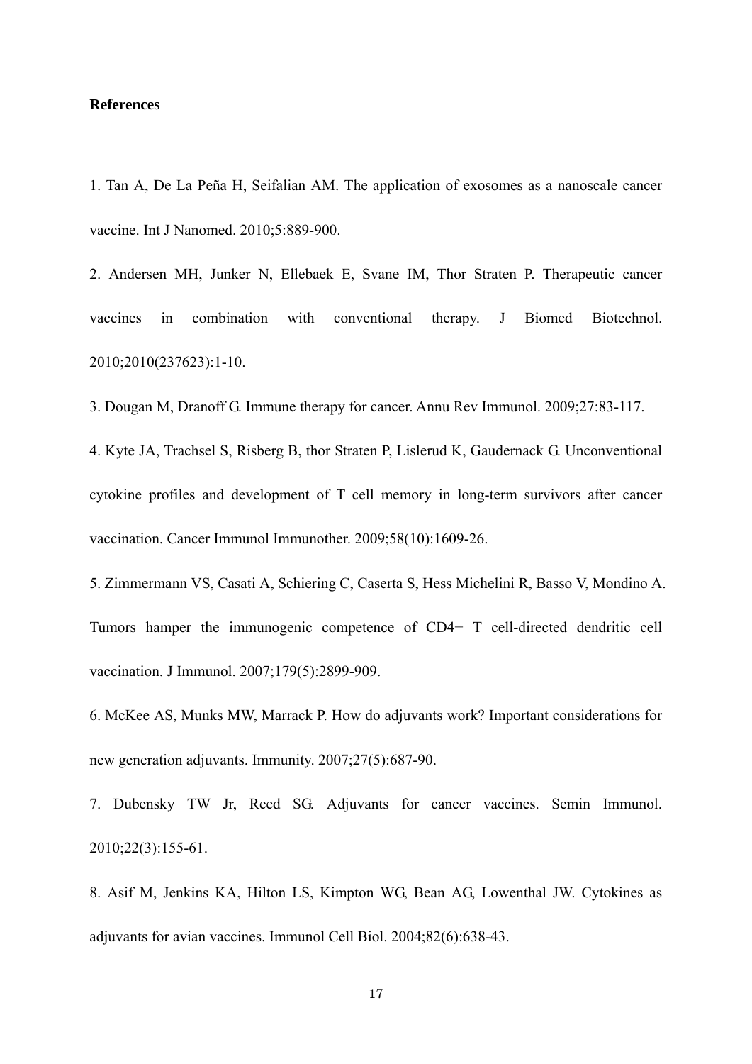**References**

1. Tan A, De La Peña H, Seifalian AM. The application of exosomes as a nanoscale cancer vaccine. Int J Nanomed. 2010;5:889-900.

2. Andersen MH, Junker N, Ellebaek E, Svane IM, Thor Straten P. Therapeutic cancer vaccines in combination with conventional therapy. J Biomed Biotechnol. 2010;2010(237623):1-10.

3. Dougan M, Dranoff G. Immune therapy for cancer. Annu Rev Immunol. 2009;27:83-117.

4. Kyte JA, Trachsel S, Risberg B, thor Straten P, Lislerud K, Gaudernack G. Unconventional cytokine profiles and development of T cell memory in long-term survivors after cancer vaccination. Cancer Immunol Immunother. 2009;58(10):1609-26.

5. Zimmermann VS, Casati A, Schiering C, Caserta S, Hess Michelini R, Basso V, Mondino A. Tumors hamper the immunogenic competence of CD4+ T cell-directed dendritic cell vaccination. J Immunol. 2007;179(5):2899-909.

6. McKee AS, Munks MW, Marrack P. How do adjuvants work? Important considerations for new generation adjuvants. Immunity. 2007;27(5):687-90.

7. Dubensky TW Jr, Reed SG. Adjuvants for cancer vaccines. Semin Immunol. 2010;22(3):155-61.

8. Asif M, Jenkins KA, Hilton LS, Kimpton WG, Bean AG, Lowenthal JW. Cytokines as adjuvants for avian vaccines. Immunol Cell Biol. 2004;82(6):638-43.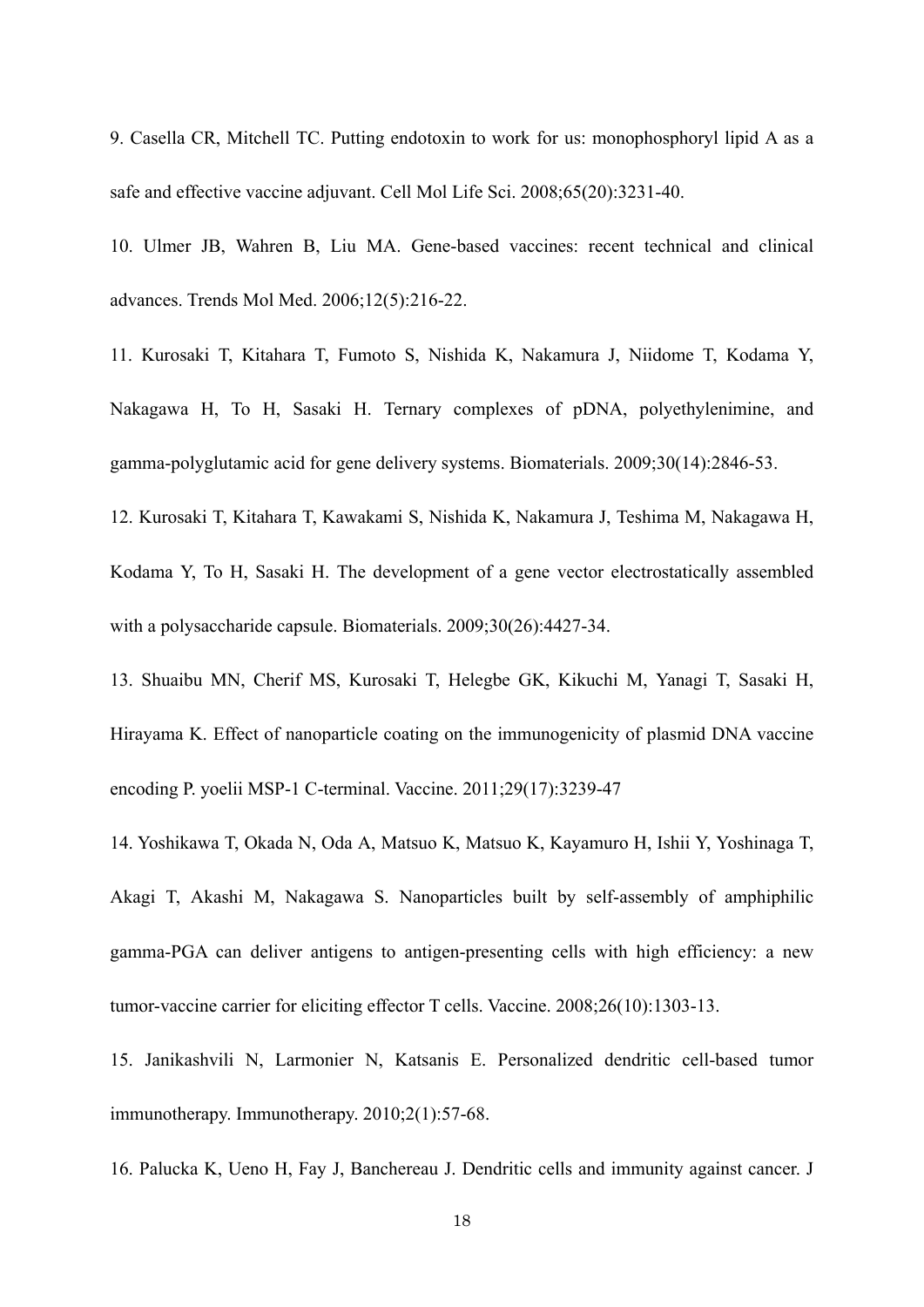9. Casella CR, Mitchell TC. Putting endotoxin to work for us: monophosphoryl lipid A as a safe and effective vaccine adjuvant. Cell Mol Life Sci. 2008;65(20):3231-40.

10. Ulmer JB, Wahren B, Liu MA. Gene-based vaccines: recent technical and clinical advances. Trends Mol Med. 2006;12(5):216-22.

11. Kurosaki T, Kitahara T, Fumoto S, Nishida K, Nakamura J, Niidome T, Kodama Y, Nakagawa H, To H, Sasaki H. Ternary complexes of pDNA, polyethylenimine, and gamma-polyglutamic acid for gene delivery systems. Biomaterials. 2009;30(14):2846-53.

12. Kurosaki T, Kitahara T, Kawakami S, Nishida K, Nakamura J, Teshima M, Nakagawa H, Kodama Y, To H, Sasaki H. The development of a gene vector electrostatically assembled with a polysaccharide capsule. Biomaterials. 2009;30(26):4427-34.

13. Shuaibu MN, Cherif MS, Kurosaki T, Helegbe GK, Kikuchi M, Yanagi T, Sasaki H, Hirayama K. Effect of nanoparticle coating on the immunogenicity of plasmid DNA vaccine encoding P. yoelii MSP-1 C-terminal. Vaccine. 2011;29(17):3239-47

14. Yoshikawa T, Okada N, Oda A, Matsuo K, Matsuo K, Kayamuro H, Ishii Y, Yoshinaga T, Akagi T, Akashi M, Nakagawa S. Nanoparticles built by self-assembly of amphiphilic gamma-PGA can deliver antigens to antigen-presenting cells with high efficiency: a new tumor-vaccine carrier for eliciting effector T cells. Vaccine. 2008;26(10):1303-13.

15. Janikashvili N, Larmonier N, Katsanis E. Personalized dendritic cell-based tumor immunotherapy. Immunotherapy. 2010;2(1):57-68.

16. Palucka K, Ueno H, Fay J, Banchereau J. Dendritic cells and immunity against cancer. J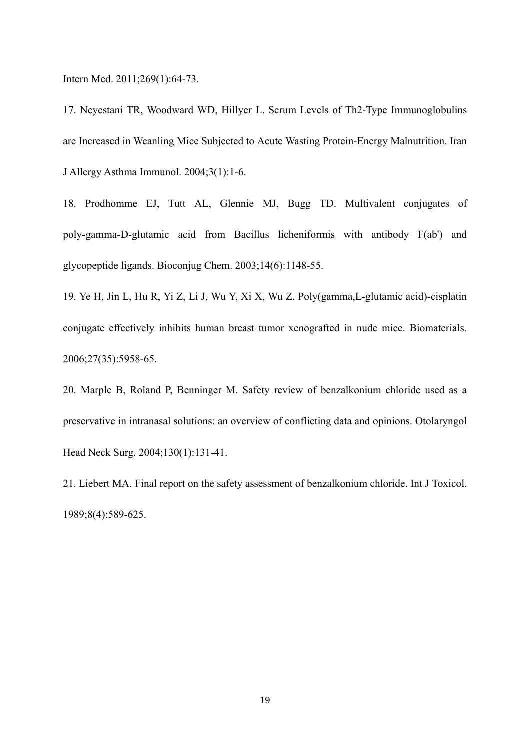Intern Med. 2011;269(1):64-73.

17. Neyestani TR, Woodward WD, Hillyer L. Serum Levels of Th2-Type Immunoglobulins are Increased in Weanling Mice Subjected to Acute Wasting Protein-Energy Malnutrition. Iran J Allergy Asthma Immunol. 2004;3(1):1-6.

18. Prodhomme EJ, Tutt AL, Glennie MJ, Bugg TD. Multivalent conjugates of poly-gamma-D-glutamic acid from Bacillus licheniformis with antibody F(ab') and glycopeptide ligands. Bioconjug Chem. 2003;14(6):1148-55.

19. Ye H, Jin L, Hu R, Yi Z, Li J, Wu Y, Xi X, Wu Z. Poly(gamma,L-glutamic acid)-cisplatin conjugate effectively inhibits human breast tumor xenografted in nude mice. Biomaterials. 2006;27(35):5958-65.

20. Marple B, Roland P, Benninger M. Safety review of benzalkonium chloride used as a preservative in intranasal solutions: an overview of conflicting data and opinions. Otolaryngol Head Neck Surg. 2004;130(1):131-41.

21. Liebert MA. Final report on the safety assessment of benzalkonium chloride. Int J Toxicol. 1989;8(4):589-625.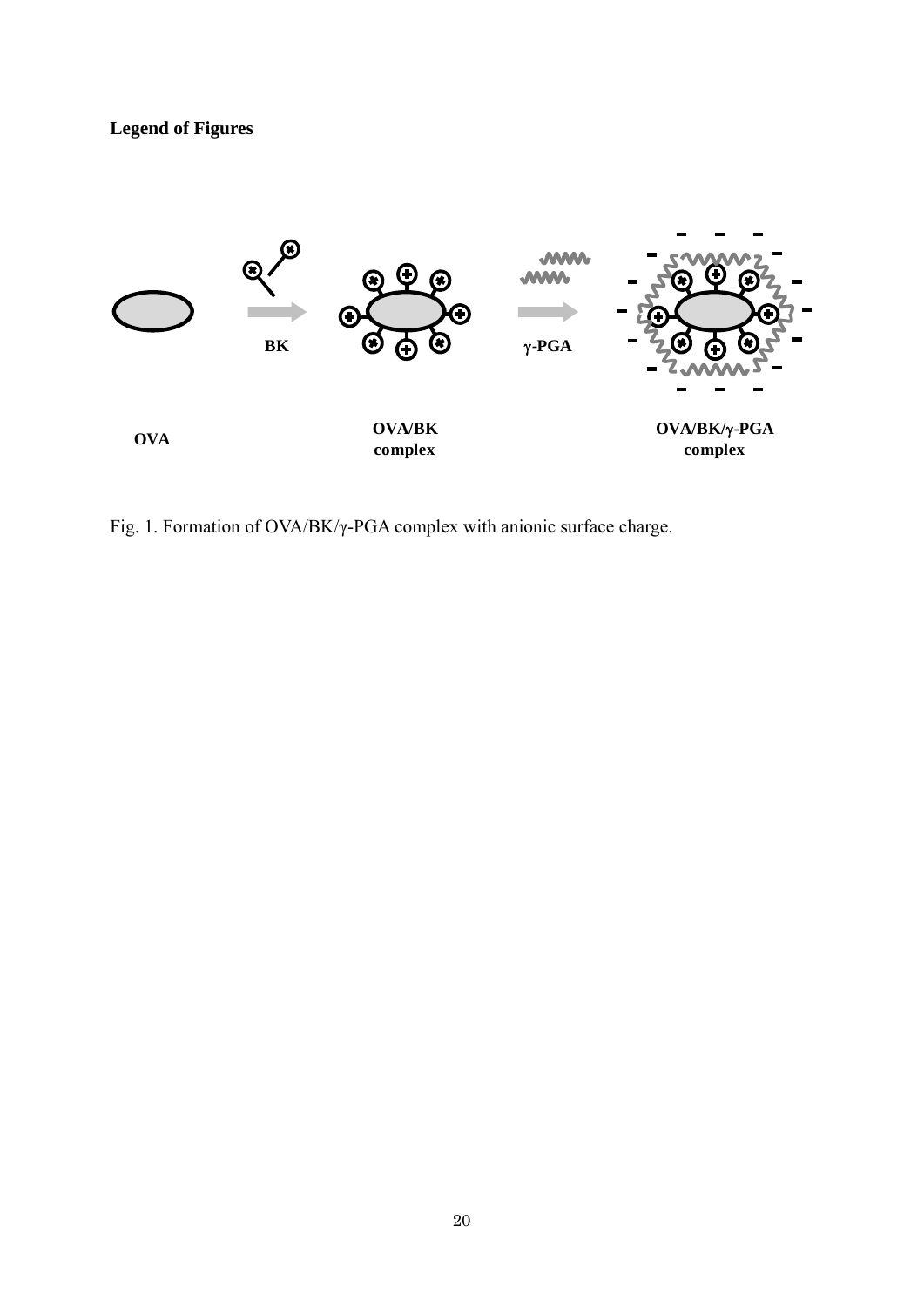**Legend of Figures**

Fig. 1. Formation of OVA/BK/γ-PGA complex with anionic surface charge.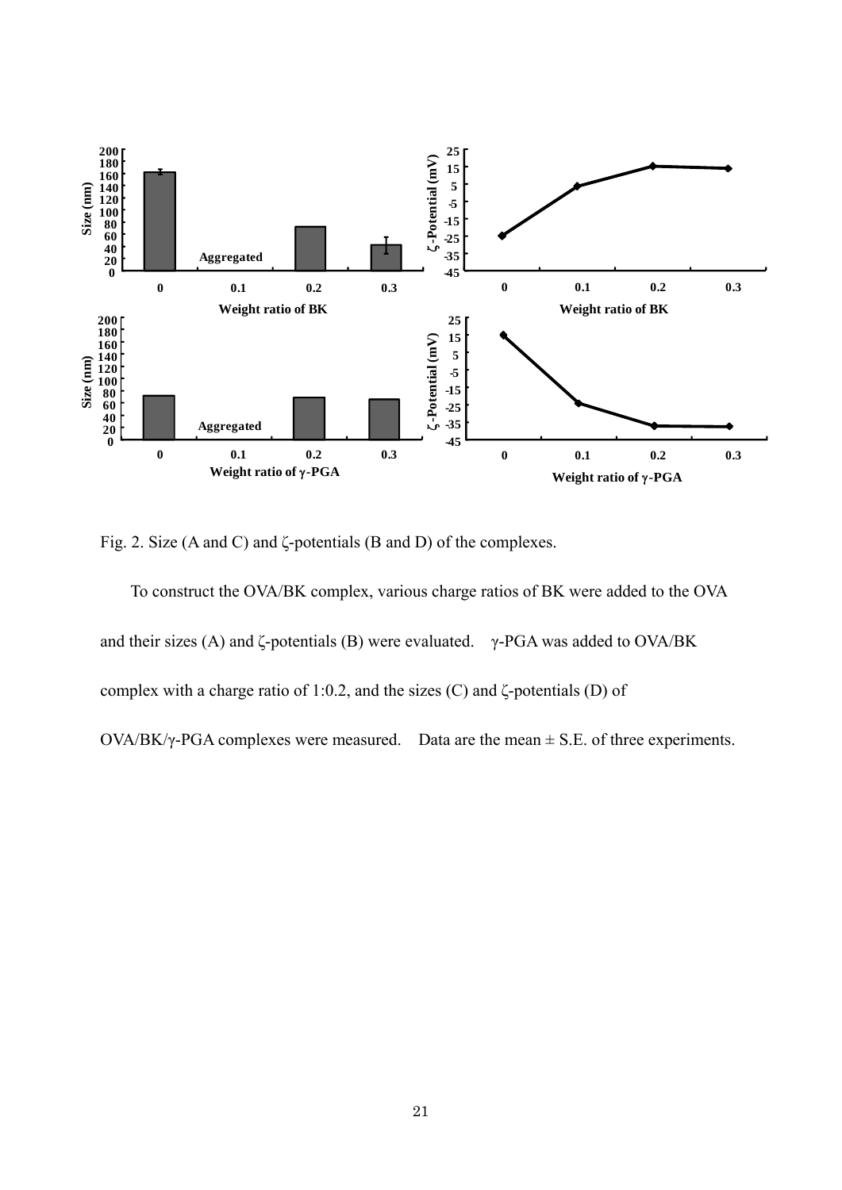Fig. 2. Size (A and C) and ζ-potentials (B and D) of the complexes.

To construct the OVA/BK complex, various charge ratios of BK were added to the OVA and their sizes (A) and ζ-potentials (B) were evaluated. γ-PGA was added to OVA/BK complex with a charge ratio of 1:0.2, and the sizes (C) and ζ-potentials (D) of OVA/BK/γ-PGA complexes were measured. Data are the mean ± S.E. of three experiments.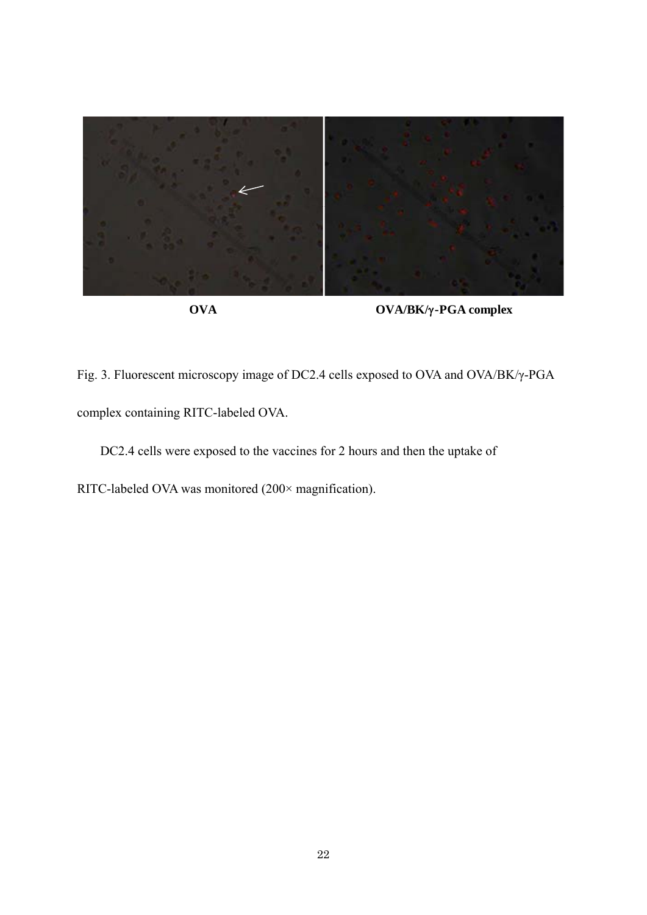OVA OVA/BK/γ-PGA complex

Fig. 3. Fluorescent microscopy image of DC2.4 cells exposed to OVA and OVA/BK/γ-PGA complex containing RITC-labeled OVA.

DC2.4 cells were exposed to the vaccines for 2 hours and then the uptake of RITC-labeled OVA was monitored (200× magnification).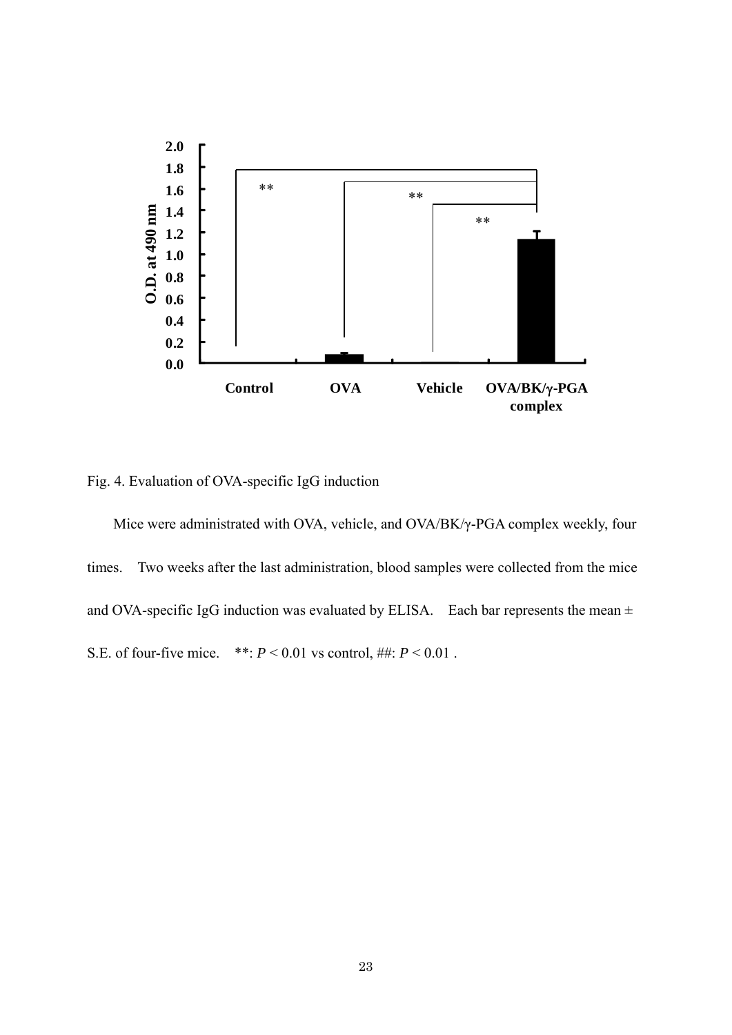Fig. 4. Evaluation of OVA-specific IgG induction

Mice were administrated with OVA, vehicle, and OVA/BK/γ-PGA complex weekly, four times. Two weeks after the last administration, blood samples were collected from the mice and OVA-specific IgG induction was evaluated by ELISA. Each bar represents the mean ± S.E. of four-five mice. **: $P < 0.01$ vs control, ##: $P < 0.01$ .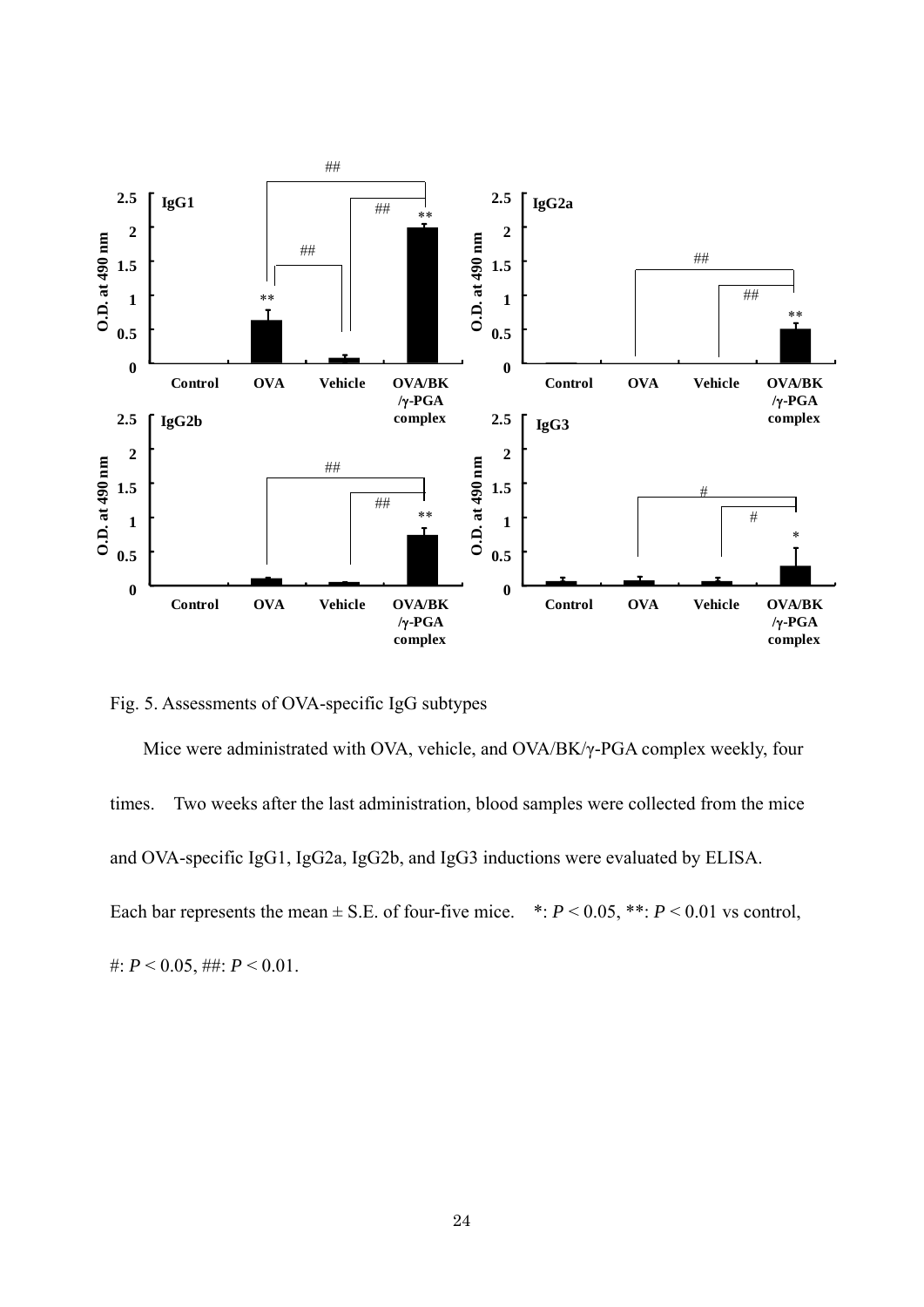Fig. 5. Assessments of OVA-specific IgG subtypes

Mice were administrated with OVA, vehicle, and OVA/BK/γ-PGA complex weekly, four times. Two weeks after the last administration, blood samples were collected from the mice and OVA-specific IgG1, IgG2a, IgG2b, and IgG3 inductions were evaluated by ELISA. Each bar represents the mean ± S.E. of four-five mice. *: $P < 0.05$, **: $P < 0.01$ vs control, #: $P < 0.05$, ##: $P < 0.01$.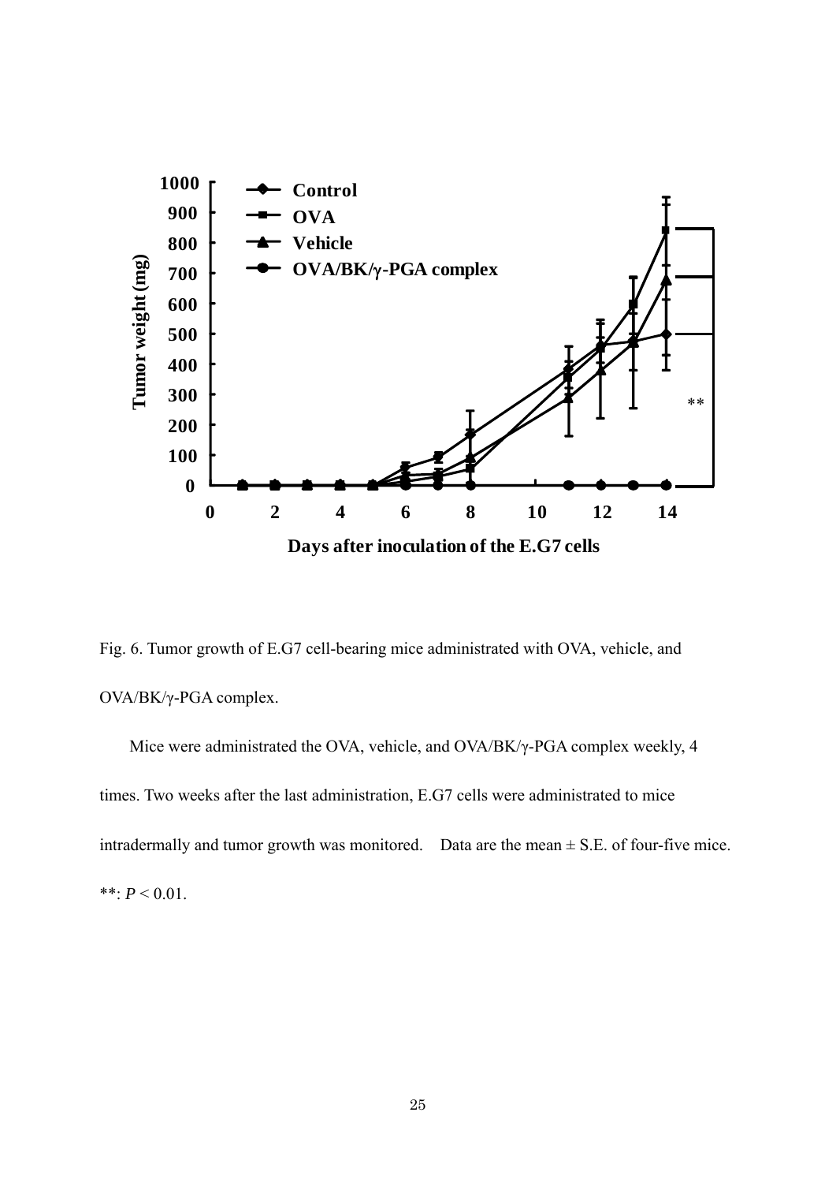Fig. 6. Tumor growth of E.G7 cell-bearing mice administrated with OVA, vehicle, and OVA/BK/γ-PGA complex.

Mice were administrated the OVA, vehicle, and OVA/BK/γ-PGA complex weekly, 4 times. Two weeks after the last administration, E.G7 cells were administrated to mice intradermally and tumor growth was monitored. Data are the mean ± S.E. of four-five mice. **: $P < 0.01$.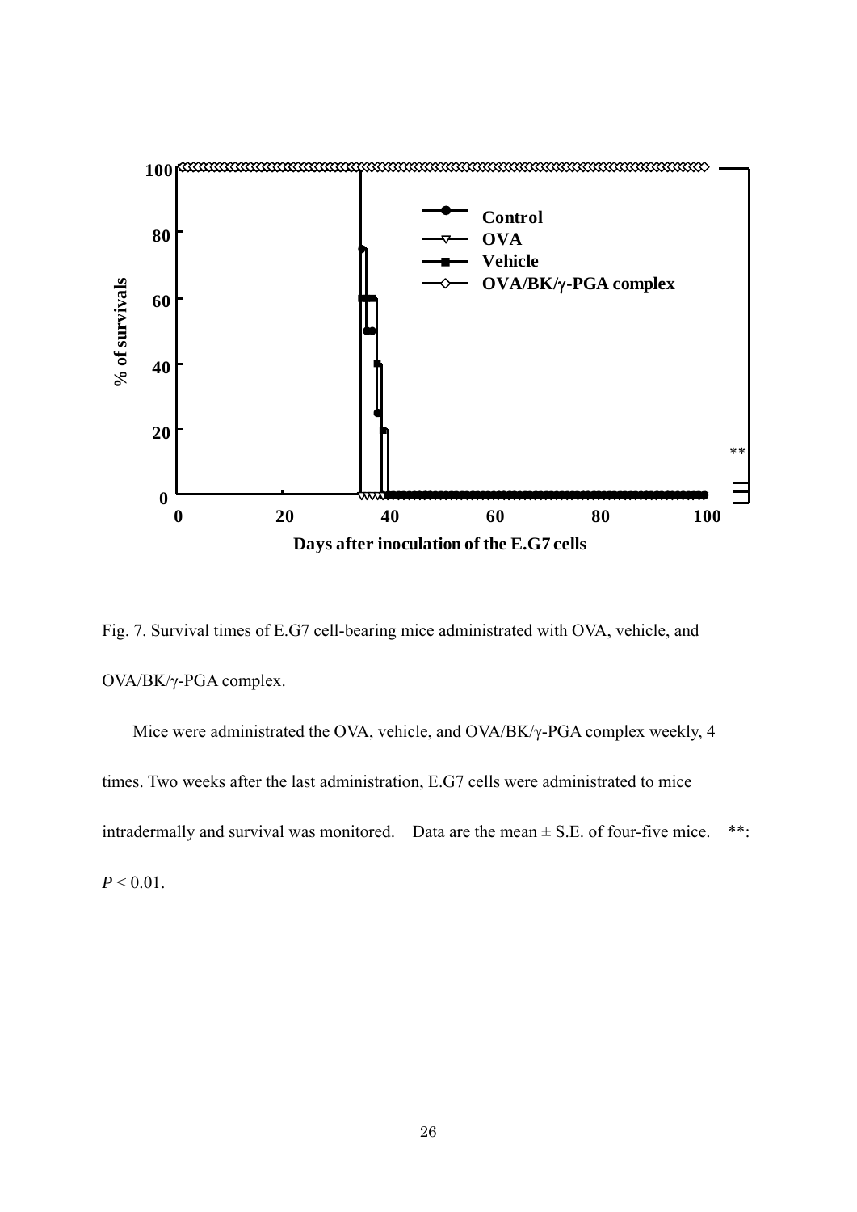100
80
60
40
20
0
% of survivals
0
20
40
60
80
100
Days after inoculation of the E.G7 cells
Control
OVA
Vehicle
OVA/BK/γ-PGA complex
**

Fig. 7. Survival times of E.G7 cell-bearing mice administrated with OVA, vehicle, and OVA/BK/γ-PGA complex.

Mice were administrated the OVA, vehicle, and OVA/BK/γ-PGA complex weekly, 4 times. Two weeks after the last administration, E.G7 cells were administrated to mice intradermally and survival was monitored. Data are the mean ± S.E. of four-five mice. **: $P < 0.01$.